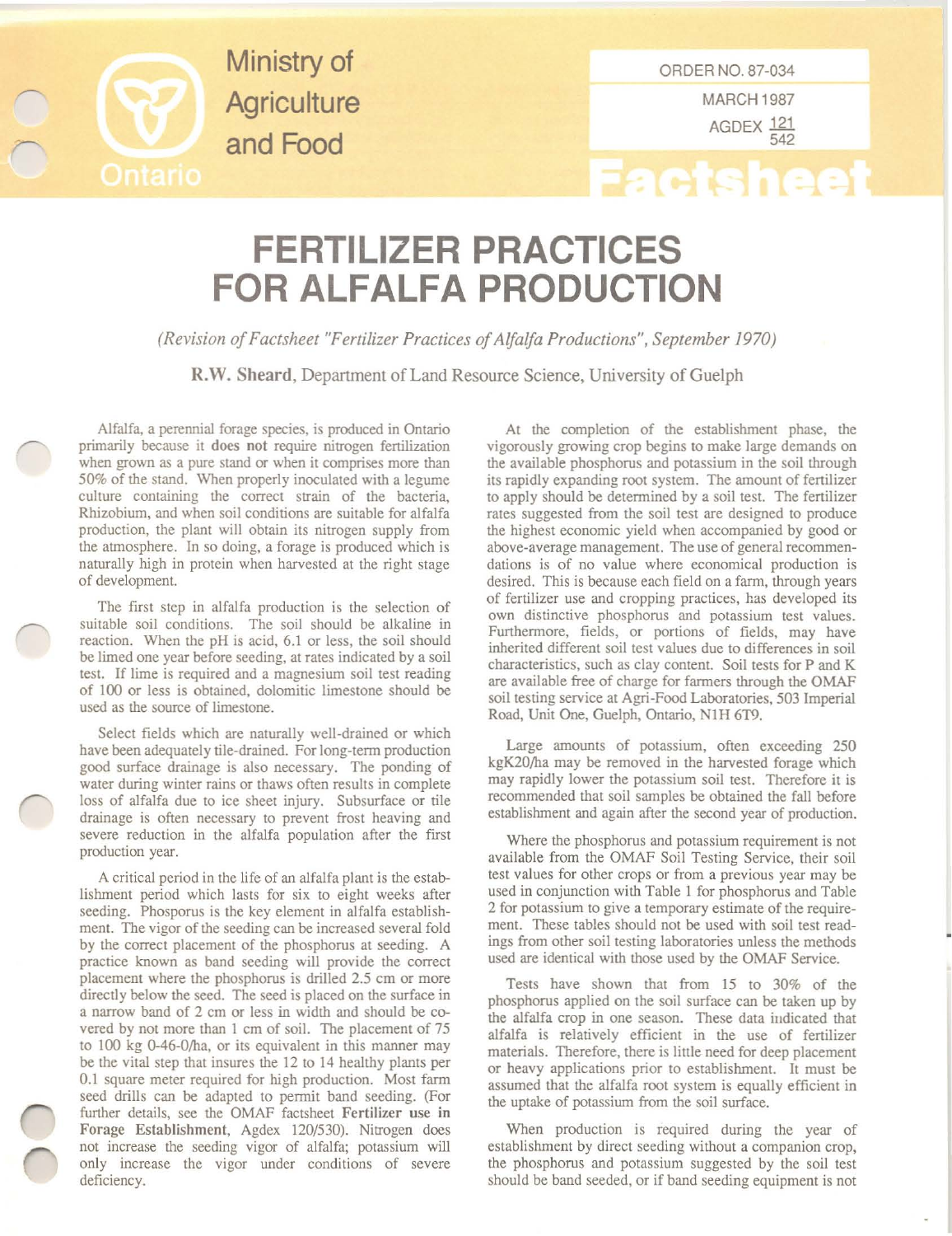Ministry of Agriculture and Food

Ontario

ORDER NO. 87-034

MARCH 1987

AGDEX 121/542

Factsheet

# FERTILIZER PRACTICES FOR ALFALFA PRODUCTION

*(Revision of Factsheet "Fertilizer Practices of Alfalfa Productions", September 1970)*

**R.W. Sheard**, Department of Land Resource Science, University of Guelph

Alfalfa, a perennial forage species, is produced in Ontario primarily because it **does not** require nitrogen fertilization when grown as a pure stand or when it comprises more than 50% of the stand. When properly inoculated with a legume culture containing the correct strain of the bacteria, Rhizobium, and when soil conditions are suitable for alfalfa production, the plant will obtain its nitrogen supply from the atmosphere. In so doing, a forage is produced which is naturally high in protein when harvested at the right stage of development.

The first step in alfalfa production is the selection of suitable soil conditions. The soil should be alkaline in reaction. When the pH is acid, 6.1 or less, the soil should be limed one year before seeding, at rates indicated by a soil test. If lime is required and a magnesium soil test reading of 100 or less is obtained, dolomitic limestone should be used as the source of limestone.

Select fields which are naturally well-drained or which have been adequately tile-drained. For long-term production good surface drainage is also necessary. The ponding of water during winter rains or thaws often results in complete loss of alfalfa due to ice sheet injury. Subsurface or tile drainage is often necessary to prevent frost heaving and severe reduction in the alfalfa population after the first production year.

A critical period in the life of an alfalfa plant is the establishment period which lasts for six to eight weeks after seeding. Phosporus is the key element in alfalfa establishment. The vigor of the seeding can be increased several fold by the correct placement of the phosphorus at seeding. A practice known as band seeding will provide the correct placement where the phosphorus is drilled 2.5 cm or more directly below the seed. The seed is placed on the surface in a narrow band of 2 cm or less in width and should be covered by not more than 1 cm of soil. The placement of 75 to 100 kg 0-46-0/ha, or its equivalent in this manner may be the vital step that insures the 12 to 14 healthy plants per 0.1 square meter required for high production. Most farm seed drills can be adapted to permit band seeding. (For further details, see the OMAF factsheet **Fertilizer use in Forage Establishment**, Agdex 120/530). Nitrogen does not increase the seeding vigor of alfalfa; potassium will only increase the vigor under conditions of severe deficiency.

At the completion of the establishment phase, the vigorously growing crop begins to make large demands on the available phosphorus and potassium in the soil through its rapidly expanding root system. The amount of fertilizer to apply should be determined by a soil test. The fertilizer rates suggested from the soil test are designed to produce the highest economic yield when accompanied by good or above-average management. The use of general recommendations is of no value where economical production is desired. This is because each field on a farm, through years of fertilizer use and cropping practices, has developed its own distinctive phosphorus and potassium test values. Furthermore, fields, or portions of fields, may have inherited different soil test values due to differences in soil characteristics, such as clay content. Soil tests for P and K are available free of charge for farmers through the OMAF soil testing service at Agri-Food Laboratories, 503 Imperial Road, Unit One, Guelph, Ontario, N1H 6T9.

Large amounts of potassium, often exceeding 250 kg$K_2O$/ha may be removed in the harvested forage which may rapidly lower the potassium soil test. Therefore it is recommended that soil samples be obtained the fall before establishment and again after the second year of production.

Where the phosphorus and potassium requirement is not available from the OMAF Soil Testing Service, their soil test values for other crops or from a previous year may be used in conjunction with Table 1 for phosphorus and Table 2 for potassium to give a temporary estimate of the requirement. These tables should not be used with soil test readings from other soil testing laboratories unless the methods used are identical with those used by the OMAF Service.

Tests have shown that from 15 to 30% of the phosphorus applied on the soil surface can be taken up by the alfalfa crop in one season. These data indicated that alfalfa is relatively efficient in the use of fertilizer materials. Therefore, there is little need for deep placement or heavy applications prior to establishment. It must be assumed that the alfalfa root system is equally efficient in the uptake of potassium from the soil surface.

When production is required during the year of establishment by direct seeding without a companion crop, the phosphorus and potassium suggested by the soil test should be band seeded, or if band seeding equipment is not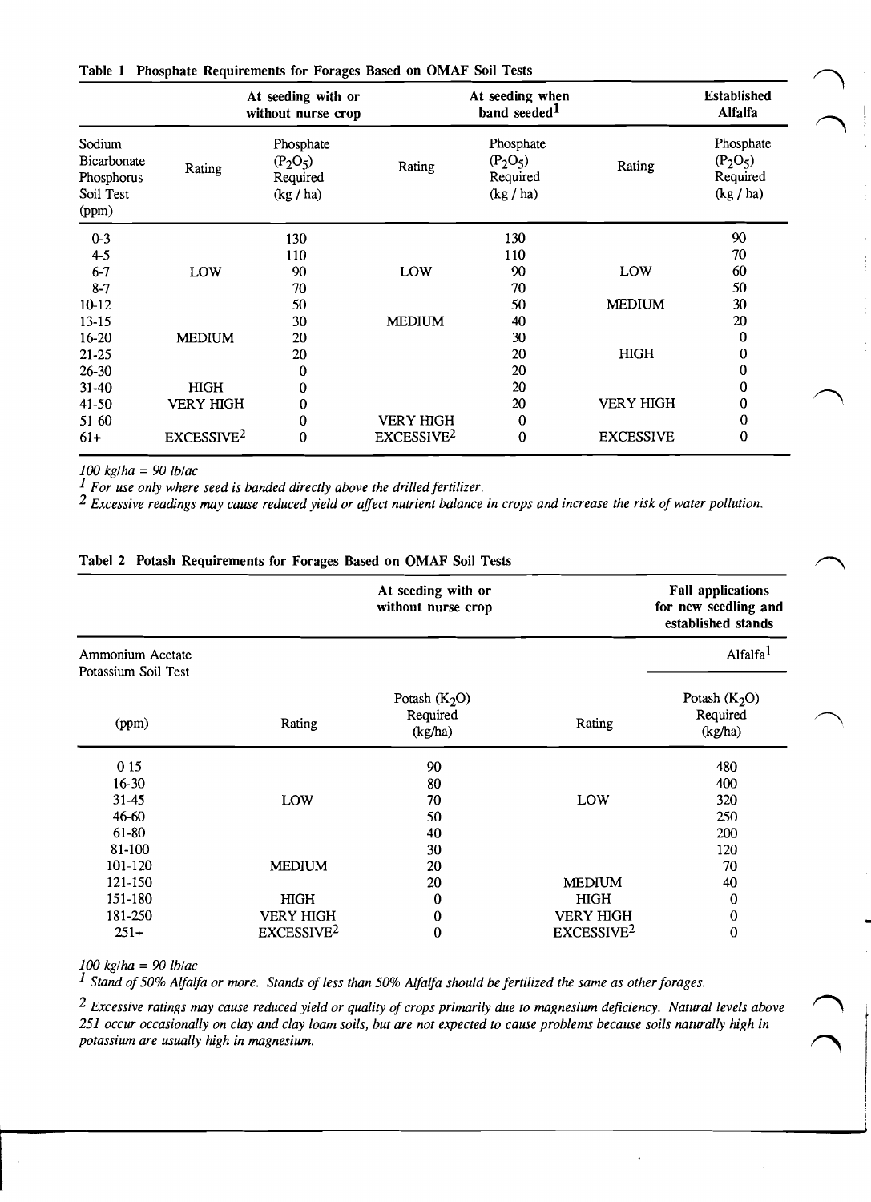**Table 1 Phosphate Requirements for Forages Based on OMAF Soil Tests**

| | At seeding with or without nurse crop | | At seeding when band seeded[1] | | Established Alfalfa | |
|---|---|---|---|---|---|---|
| Sodium Bicarbonate Phosphorus Soil Test (ppm) | Rating | Phosphate ($P_2O_5$) Required (kg / ha) | Rating | Phosphate ($P_2O_5$) Required (kg / ha) | Rating | Phosphate ($P_2O_5$) Required (kg / ha) |
| 0-3 | | 130 | | 130 | | 90 |
| 4-5 | | 110 | | 110 | | 70 |
| 6-7 | LOW | 90 | LOW | 90 | LOW | 60 |
| 8-7 | | 70 | | 70 | | 50 |
| 10-12 | | 50 | | 50 | MEDIUM | 30 |
| 13-15 | | 30 | MEDIUM | 40 | | 20 |
| 16-20 | MEDIUM | 20 | | 30 | | 0 |
| 21-25 | | 20 | | 20 | HIGH | 0 |
| 26-30 | | 0 | | 20 | | 0 |
| 31-40 | HIGH | 0 | | 20 | | 0 |
| 41-50 | VERY HIGH | 0 | | 20 | VERY HIGH | 0 |
| 51-60 | | 0 | VERY HIGH | 0 | | 0 |
| 61+ | EXCESSIVE[2] | 0 | EXCESSIVE[2] | 0 | EXCESSIVE | 0 |

*100 kg/ha = 90 lb/ac*

*[1] For use only where seed is banded directly above the drilled fertilizer.*

*[2] Excessive readings may cause reduced yield or affect nutrient balance in crops and increase the risk of water pollution.*

**Tabel 2 Potash Requirements for Forages Based on OMAF Soil Tests**

| | At seeding with or without nurse crop | | Fall applications for new seedling and established stands | |
|---|---|---|---|---|
| Ammonium Acetate Potassium Soil Test | | | | Alfalfa[1] |
| (ppm) | Rating | Potash ($K_2O$) Required (kg/ha) | Rating | Potash ($K_2O$) Required (kg/ha) |
| 0-15 | | 90 | | 480 |
| 16-30 | | 80 | | 400 |
| 31-45 | LOW | 70 | LOW | 320 |
| 46-60 | | 50 | | 250 |
| 61-80 | | 40 | | 200 |
| 81-100 | | 30 | | 120 |
| 101-120 | MEDIUM | 20 | | 70 |
| 121-150 | | 20 | MEDIUM | 40 |
| 151-180 | HIGH | 0 | HIGH | 0 |
| 181-250 | VERY HIGH | 0 | VERY HIGH | 0 |
| 251+ | EXCESSIVE[2] | 0 | EXCESSIVE[2] | 0 |

*100 kg/ha = 90 lb/ac*

*[1] Stand of 50% Alfalfa or more. Stands of less than 50% Alfalfa should be fertilized the same as other forages.*

*[2] Excessive ratings may cause reduced yield or quality of crops primarily due to magnesium deficiency. Natural levels above 251 occur occasionally on clay and clay loam soils, but are not expected to cause problems because soils naturally high in potassium are usually high in magnesium.*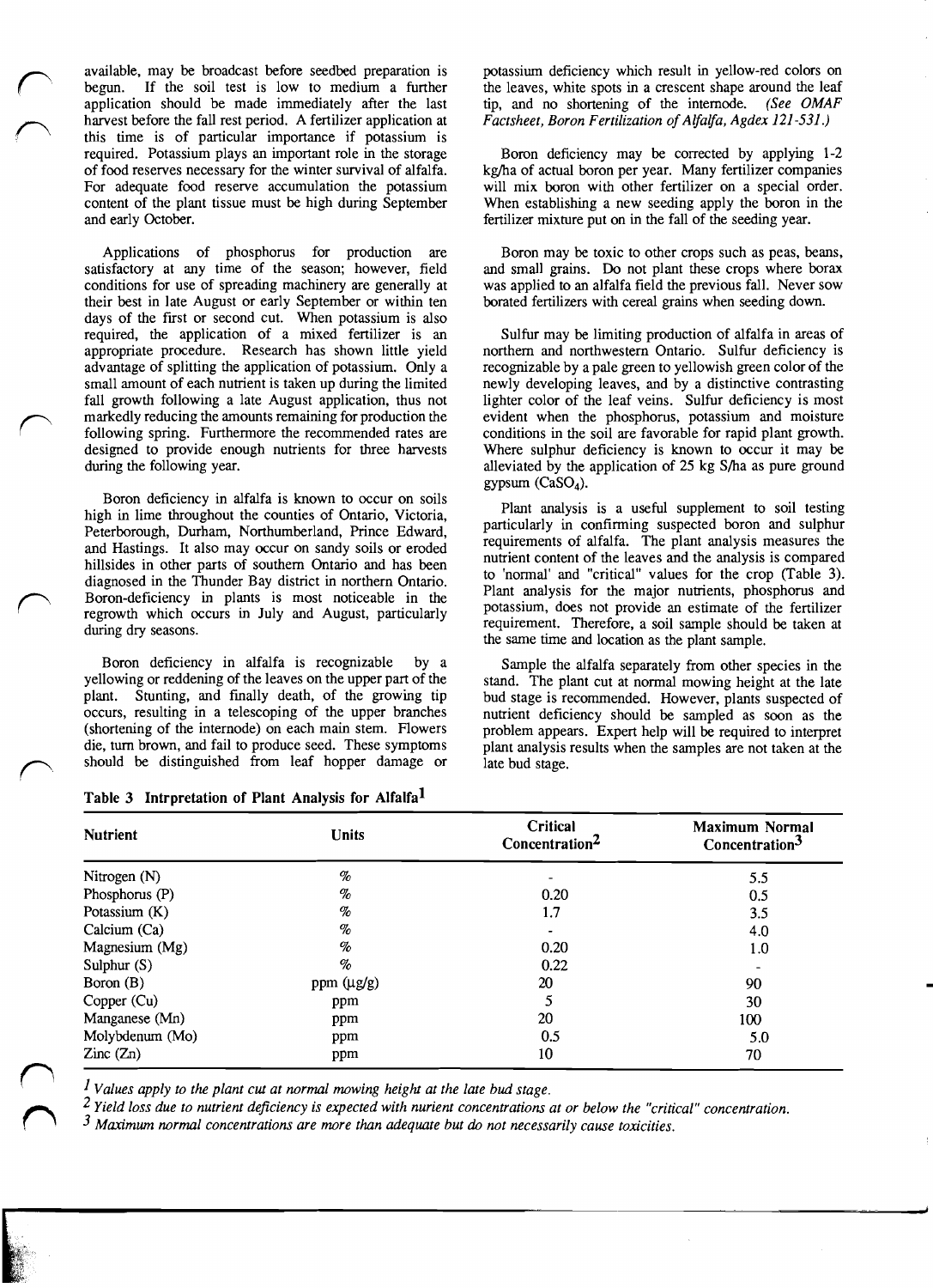available, may be broadcast before seedbed preparation is begun. If the soil test is low to medium a further application should be made immediately after the last harvest before the fall rest period. A fertilizer application at this time is of particular importance if potassium is required. Potassium plays an important role in the storage of food reserves necessary for the winter survival of alfalfa. For adequate food reserve accumulation the potassium content of the plant tissue must be high during September and early October.

Applications of phosphorus for production are satisfactory at any time of the season; however, field conditions for use of spreading machinery are generally at their best in late August or early September or within ten days of the first or second cut. When potassium is also required, the application of a mixed fertilizer is an appropriate procedure. Research has shown little yield advantage of splitting the application of potassium. Only a small amount of each nutrient is taken up during the limited fall growth following a late August application, thus not markedly reducing the amounts remaining for production the following spring. Furthermore the recommended rates are designed to provide enough nutrients for three harvests during the following year.

Boron deficiency in alfalfa is known to occur on soils high in lime throughout the counties of Ontario, Victoria, Peterborough, Durham, Northumberland, Prince Edward, and Hastings. It also may occur on sandy soils or eroded hillsides in other parts of southern Ontario and has been diagnosed in the Thunder Bay district in northern Ontario. Boron-deficiency in plants is most noticeable in the regrowth which occurs in July and August, particularly during dry seasons.

Boron deficiency in alfalfa is recognizable by a yellowing or reddening of the leaves on the upper part of the plant. Stunting, and finally death, of the growing tip occurs, resulting in a telescoping of the upper branches (shortening of the internode) on each main stem. Flowers die, turn brown, and fail to produce seed. These symptoms should be distinguished from leaf hopper damage or potassium deficiency which result in yellow-red colors on the leaves, white spots in a crescent shape around the leaf tip, and no shortening of the internode. *(See OMAF Factsheet, Boron Fertilization of Alfalfa, Agdex 121-531.)*

Boron deficiency may be corrected by applying 1-2 kg/ha of actual boron per year. Many fertilizer companies will mix boron with other fertilizer on a special order. When establishing a new seeding apply the boron in the fertilizer mixture put on in the fall of the seeding year.

Boron may be toxic to other crops such as peas, beans, and small grains. Do not plant these crops where borax was applied to an alfalfa field the previous fall. Never sow borated fertilizers with cereal grains when seeding down.

Sulfur may be limiting production of alfalfa in areas of northern and northwestern Ontario. Sulfur deficiency is recognizable by a pale green to yellowish green color of the newly developing leaves, and by a distinctive contrasting lighter color of the leaf veins. Sulfur deficiency is most evident when the phosphorus, potassium and moisture conditions in the soil are favorable for rapid plant growth. Where sulphur deficiency is known to occur it may be alleviated by the application of 25 kg S/ha as pure ground gypsum ($CaSO_4$).

Plant analysis is a useful supplement to soil testing particularly in confirming suspected boron and sulphur requirements of alfalfa. The plant analysis measures the nutrient content of the leaves and the analysis is compared to 'normal' and "critical" values for the crop (Table 3). Plant analysis for the major nutrients, phosphorus and potassium, does not provide an estimate of the fertilizer requirement. Therefore, a soil sample should be taken at the same time and location as the plant sample.

Sample the alfalfa separately from other species in the stand. The plant cut at normal mowing height at the late bud stage is recommended. However, plants suspected of nutrient deficiency should be sampled as soon as the problem appears. Expert help will be required to interpret plant analysis results when the samples are not taken at the late bud stage.

**Table 3 Intrpretation of Plant Analysis for Alfalfa[1]**

| Nutrient | Units | Critical Concentration[2] | Maximum Normal Concentration[3] |
|---|---|---|---|
| Nitrogen (N) | % | - | 5.5 |
| Phosphorus (P) | % | 0.20 | 0.5 |
| Potassium (K) | % | 1.7 | 3.5 |
| Calcium (Ca) | % | - | 4.0 |
| Magnesium (Mg) | % | 0.20 | 1.0 |
| Sulphur (S) | % | 0.22 | - |
| Boron (B) | ppm (µg/g) | 20 | 90 |
| Copper (Cu) | ppm | 5 | 30 |
| Manganese (Mn) | ppm | 20 | 100 |
| Molybdenum (Mo) | ppm | 0.5 | 5.0 |
| Zinc (Zn) | ppm | 10 | 70 |

*[1] Values apply to the plant cut at normal mowing height at the late bud stage.*

*[2] Yield loss due to nutrient deficiency is expected with nurient concentrations at or below the "critical" concentration.*

*[3] Maximum normal concentrations are more than adequate but do not necessarily cause toxicities.*